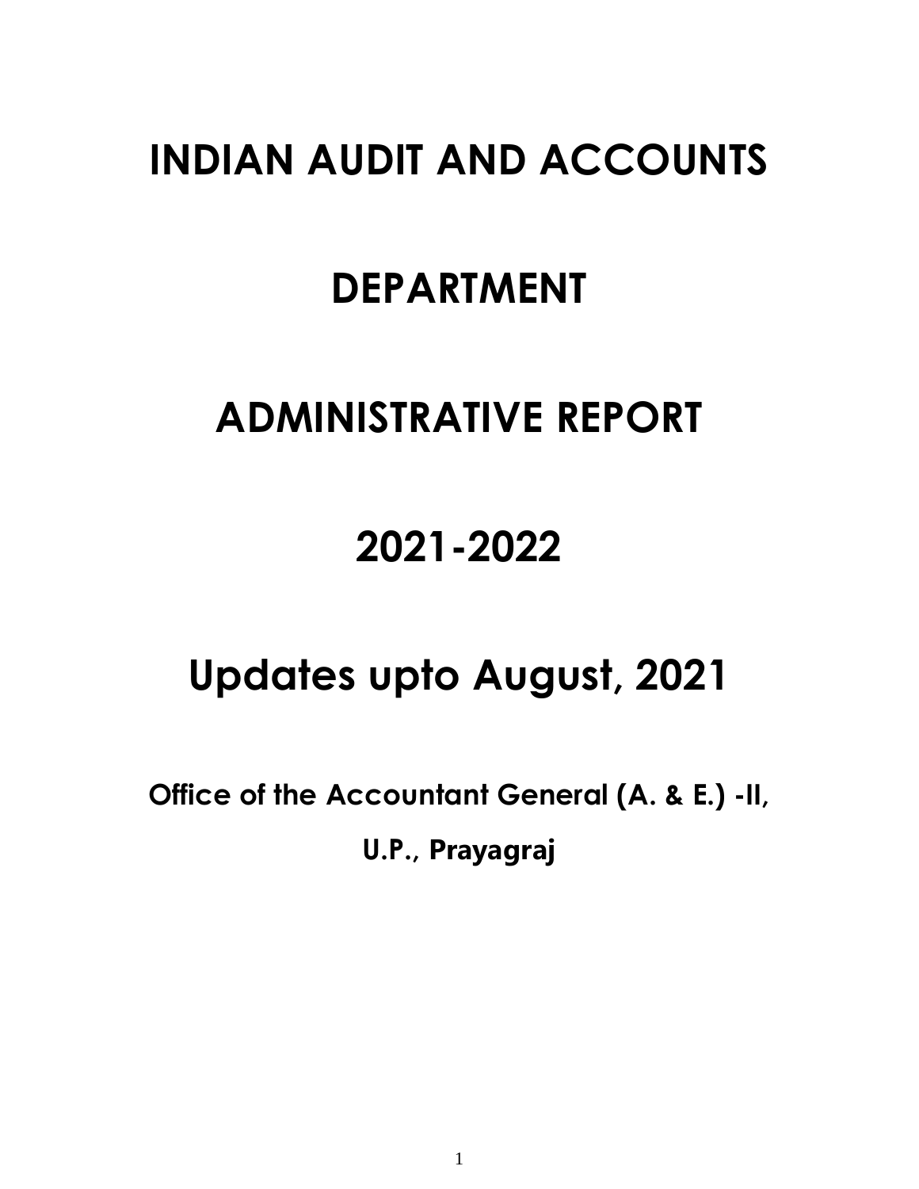# INDIAN AUDIT AND ACCOUNTS

# DEPARTMENT

# ADMINISTRATIVE REPORT

# 2021-2022

# Updates upto August, 2021

**Office of the Accountant General (A. & E.) -II,**

**U.P., Prayagraj**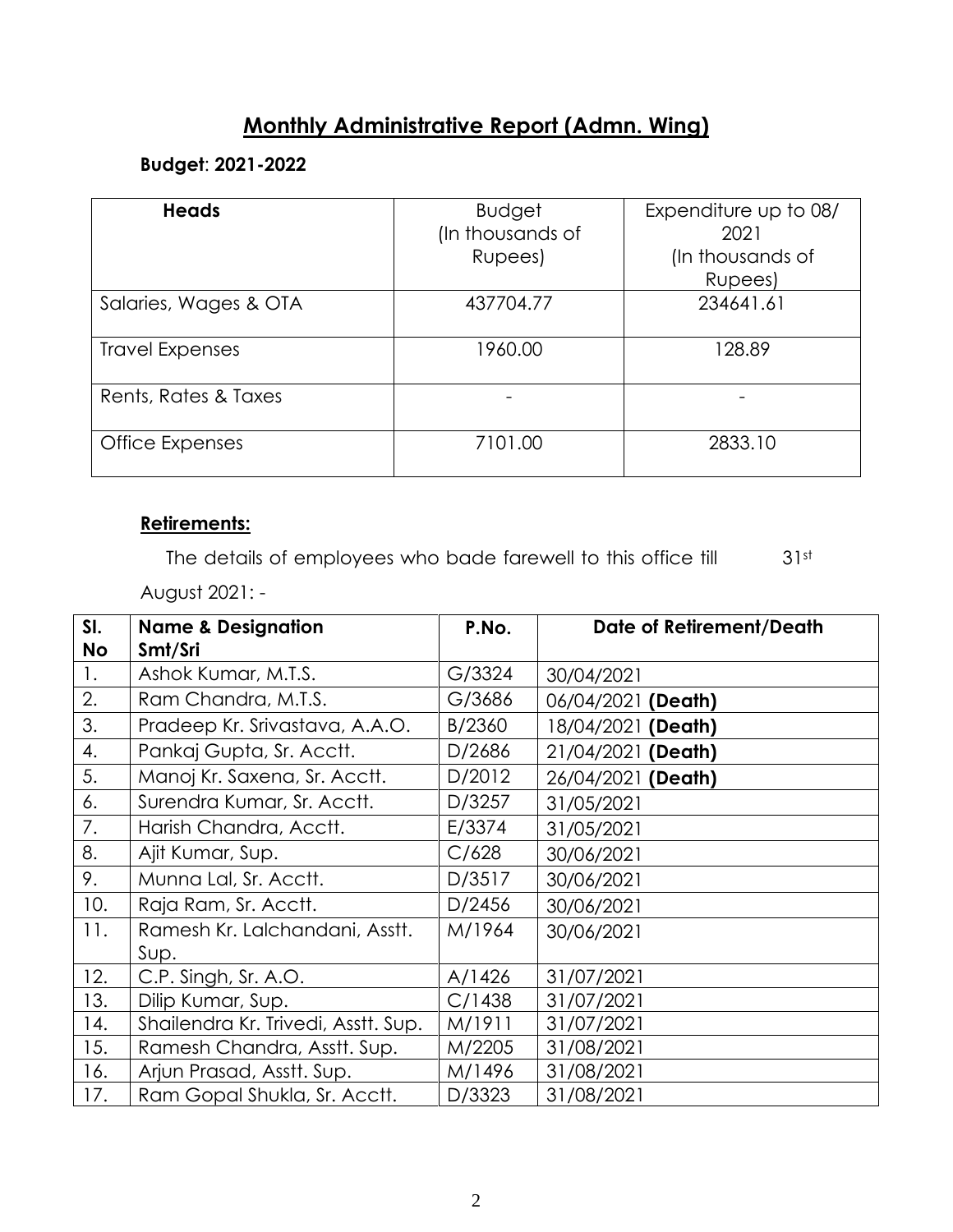# Monthly Administrative Report (Admn. Wing)

**Budget**: **2021-2022**

| **Heads** | Budget (In thousands of Rupees) | Expenditure up to 08/ 2021 (In thousands of Rupees) |
|---|---|---|
| Salaries, Wages & OTA | 437704.77 | 234641.61 |
| Travel Expenses | 1960.00 | 128.89 |
| Rents, Rates & Taxes | - | - |
| Office Expenses | 7101.00 | 2833.10 |

**Retirements:**

The details of employees who bade farewell to this office till 31st August 2021: -

| Sl. No | Name & Designation Smt/Sri | P.No. | Date of Retirement/Death |
|---|---|---|---|
| 1. | Ashok Kumar, M.T.S. | G/3324 | 30/04/2021 |
| 2. | Ram Chandra, M.T.S. | G/3686 | 06/04/2021 **(Death)** |
| 3. | Pradeep Kr. Srivastava, A.A.O. | B/2360 | 18/04/2021 **(Death)** |
| 4. | Pankaj Gupta, Sr. Acctt. | D/2686 | 21/04/2021 **(Death)** |
| 5. | Manoj Kr. Saxena, Sr. Acctt. | D/2012 | 26/04/2021 **(Death)** |
| 6. | Surendra Kumar, Sr. Acctt. | D/3257 | 31/05/2021 |
| 7. | Harish Chandra, Acctt. | E/3374 | 31/05/2021 |
| 8. | Ajit Kumar, Sup. | C/628 | 30/06/2021 |
| 9. | Munna Lal, Sr. Acctt. | D/3517 | 30/06/2021 |
| 10. | Raja Ram, Sr. Acctt. | D/2456 | 30/06/2021 |
| 11. | Ramesh Kr. Lalchandani, Asstt. Sup. | M/1964 | 30/06/2021 |
| 12. | C.P. Singh, Sr. A.O. | A/1426 | 31/07/2021 |
| 13. | Dilip Kumar, Sup. | C/1438 | 31/07/2021 |
| 14. | Shailendra Kr. Trivedi, Asstt. Sup. | M/1911 | 31/07/2021 |
| 15. | Ramesh Chandra, Asstt. Sup. | M/2205 | 31/08/2021 |
| 16. | Arjun Prasad, Asstt. Sup. | M/1496 | 31/08/2021 |
| 17. | Ram Gopal Shukla, Sr. Acctt. | D/3323 | 31/08/2021 |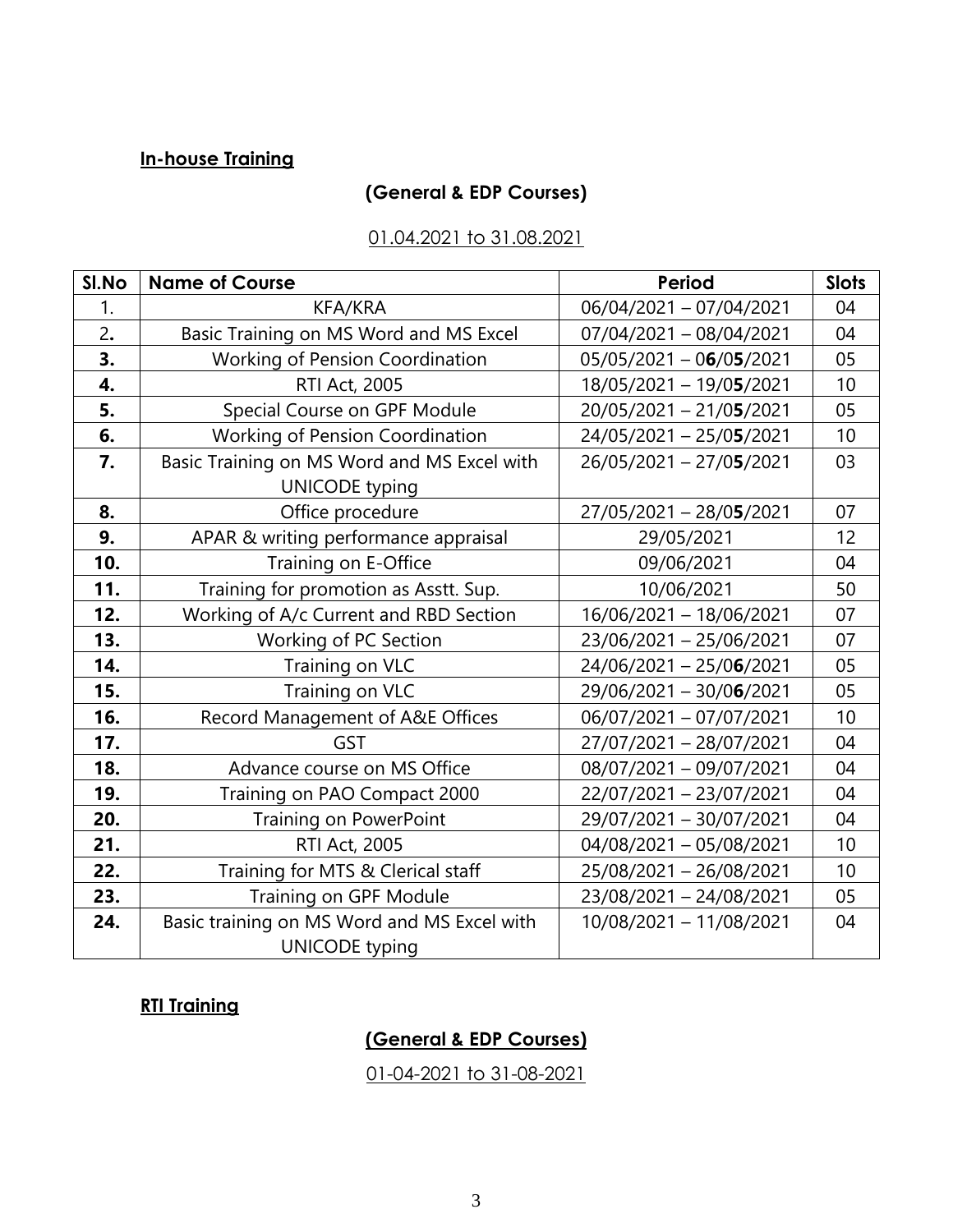**In-house Training**

**(General & EDP Courses)**

01.04.2021 to 31.08.2021

| Sl.No | Name of Course | Period | Slots |
|---|---|---|---|
| 1. | KFA/KRA | 06/04/2021 – 07/04/2021 | 04 |
| 2. | Basic Training on MS Word and MS Excel | 07/04/2021 – 08/04/2021 | 04 |
| 3. | Working of Pension Coordination | 05/05/2021 – 06/05/2021 | 05 |
| 4. | RTI Act, 2005 | 18/05/2021 – 19/05/2021 | 10 |
| 5. | Special Course on GPF Module | 20/05/2021 – 21/05/2021 | 05 |
| 6. | Working of Pension Coordination | 24/05/2021 – 25/05/2021 | 10 |
| 7. | Basic Training on MS Word and MS Excel with UNICODE typing | 26/05/2021 – 27/05/2021 | 03 |
| 8. | Office procedure | 27/05/2021 – 28/05/2021 | 07 |
| 9. | APAR & writing performance appraisal | 29/05/2021 | 12 |
| 10. | Training on E-Office | 09/06/2021 | 04 |
| 11. | Training for promotion as Asstt. Sup. | 10/06/2021 | 50 |
| 12. | Working of A/c Current and RBD Section | 16/06/2021 – 18/06/2021 | 07 |
| 13. | Working of PC Section | 23/06/2021 – 25/06/2021 | 07 |
| 14. | Training on VLC | 24/06/2021 – 25/06/2021 | 05 |
| 15. | Training on VLC | 29/06/2021 – 30/06/2021 | 05 |
| 16. | Record Management of A&E Offices | 06/07/2021 – 07/07/2021 | 10 |
| 17. | GST | 27/07/2021 – 28/07/2021 | 04 |
| 18. | Advance course on MS Office | 08/07/2021 – 09/07/2021 | 04 |
| 19. | Training on PAO Compact 2000 | 22/07/2021 – 23/07/2021 | 04 |
| 20. | Training on PowerPoint | 29/07/2021 – 30/07/2021 | 04 |
| 21. | RTI Act, 2005 | 04/08/2021 – 05/08/2021 | 10 |
| 22. | Training for MTS & Clerical staff | 25/08/2021 – 26/08/2021 | 10 |
| 23. | Training on GPF Module | 23/08/2021 – 24/08/2021 | 05 |
| 24. | Basic training on MS Word and MS Excel with UNICODE typing | 10/08/2021 – 11/08/2021 | 04 |

**RTI Training**

**(General & EDP Courses)**

01-04-2021 to 31-08-2021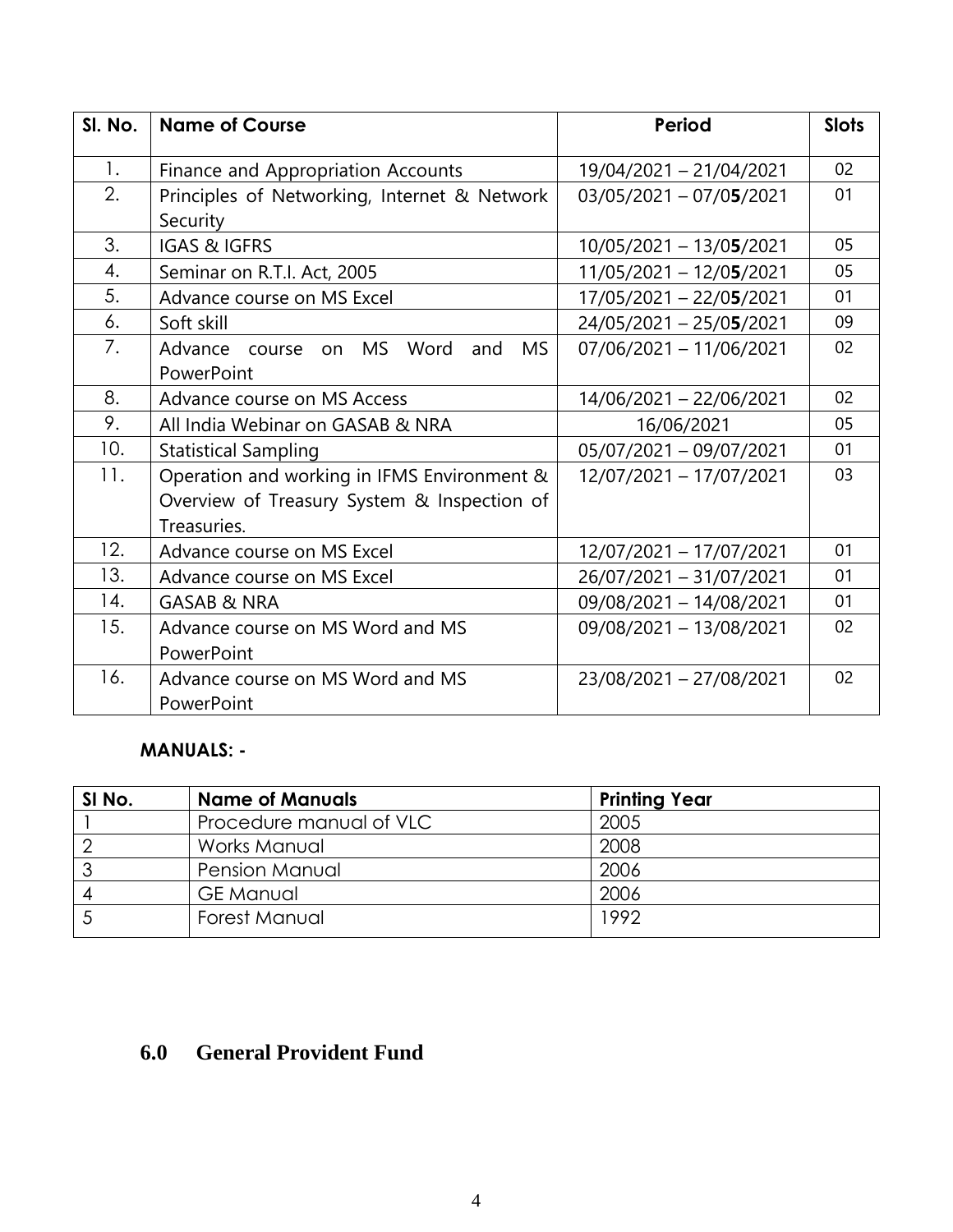| Sl. No. | Name of Course | Period | Slots |
|---|---|---|---|
| 1. | Finance and Appropriation Accounts | 19/04/2021 – 21/04/2021 | 02 |
| 2. | Principles of Networking, Internet & Network Security | 03/05/2021 – 07/0**5**/2021 | 01 |
| 3. | IGAS & IGFRS | 10/05/2021 – 13/0**5**/2021 | 05 |
| 4. | Seminar on R.T.I. Act, 2005 | 11/05/2021 – 12/0**5**/2021 | 05 |
| 5. | Advance course on MS Excel | 17/05/2021 – 22/0**5**/2021 | 01 |
| 6. | Soft skill | 24/05/2021 – 25/0**5**/2021 | 09 |
| 7. | Advance course on MS Word and MS PowerPoint | 07/06/2021 – 11/06/2021 | 02 |
| 8. | Advance course on MS Access | 14/06/2021 – 22/06/2021 | 02 |
| 9. | All India Webinar on GASAB & NRA | 16/06/2021 | 05 |
| 10. | Statistical Sampling | 05/07/2021 – 09/07/2021 | 01 |
| 11. | Operation and working in IFMS Environment & Overview of Treasury System & Inspection of Treasuries. | 12/07/2021 – 17/07/2021 | 03 |
| 12. | Advance course on MS Excel | 12/07/2021 – 17/07/2021 | 01 |
| 13. | Advance course on MS Excel | 26/07/2021 – 31/07/2021 | 01 |
| 14. | GASAB & NRA | 09/08/2021 – 14/08/2021 | 01 |
| 15. | Advance course on MS Word and MS PowerPoint | 09/08/2021 – 13/08/2021 | 02 |
| 16. | Advance course on MS Word and MS PowerPoint | 23/08/2021 – 27/08/2021 | 02 |

**MANUALS: -**

| Sl No. | Name of Manuals | Printing Year |
|---|---|---|
| 1 | Procedure manual of VLC | 2005 |
| 2 | Works Manual | 2008 |
| 3 | Pension Manual | 2006 |
| 4 | GE Manual | 2006 |
| 5 | Forest Manual | 1992 |

## 6.0 General Provident Fund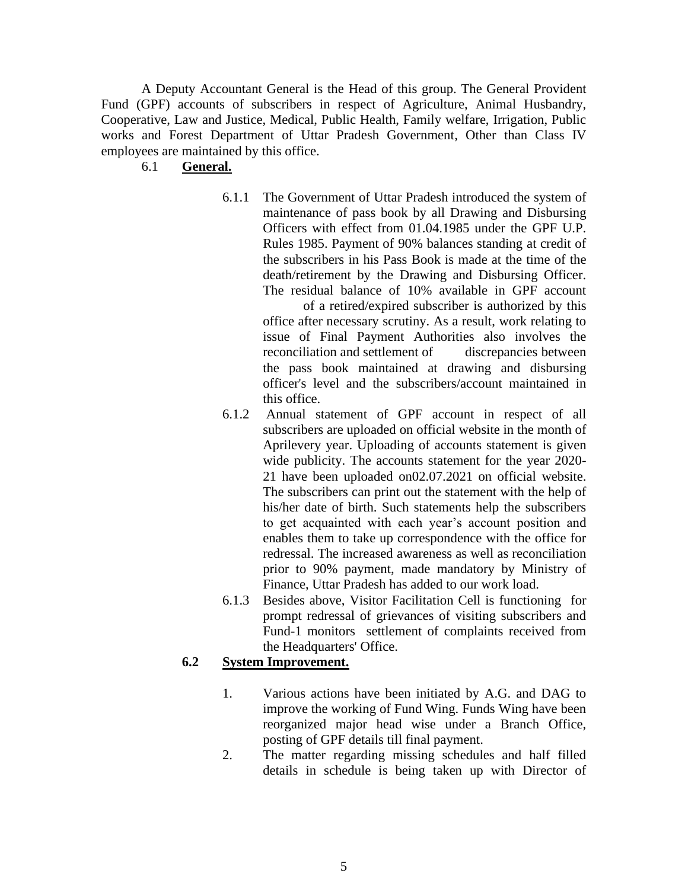A Deputy Accountant General is the Head of this group. The General Provident Fund (GPF) accounts of subscribers in respect of Agriculture, Animal Husbandry, Cooperative, Law and Justice, Medical, Public Health, Family welfare, Irrigation, Public works and Forest Department of Uttar Pradesh Government, Other than Class IV employees are maintained by this office.

6.1 **General.**

6.1.1 The Government of Uttar Pradesh introduced the system of maintenance of pass book by all Drawing and Disbursing Officers with effect from 01.04.1985 under the GPF U.P. Rules 1985. Payment of 90% balances standing at credit of the subscribers in his Pass Book is made at the time of the death/retirement by the Drawing and Disbursing Officer. The residual balance of 10% available in GPF account of a retired/expired subscriber is authorized by this office after necessary scrutiny. As a result, work relating to issue of Final Payment Authorities also involves the reconciliation and settlement of discrepancies between the pass book maintained at drawing and disbursing officer's level and the subscribers/account maintained in this office.

6.1.2 Annual statement of GPF account in respect of all subscribers are uploaded on official website in the month of Aprilevery year. Uploading of accounts statement is given wide publicity. The accounts statement for the year 2020-21 have been uploaded on02.07.2021 on official website. The subscribers can print out the statement with the help of his/her date of birth. Such statements help the subscribers to get acquainted with each year's account position and enables them to take up correspondence with the office for redressal. The increased awareness as well as reconciliation prior to 90% payment, made mandatory by Ministry of Finance, Uttar Pradesh has added to our work load.

6.1.3 Besides above, Visitor Facilitation Cell is functioning for prompt redressal of grievances of visiting subscribers and Fund-1 monitors settlement of complaints received from the Headquarters' Office.

**6.2 System Improvement.**

1. Various actions have been initiated by A.G. and DAG to improve the working of Fund Wing. Funds Wing have been reorganized major head wise under a Branch Office, posting of GPF details till final payment.
2. The matter regarding missing schedules and half filled details in schedule is being taken up with Director of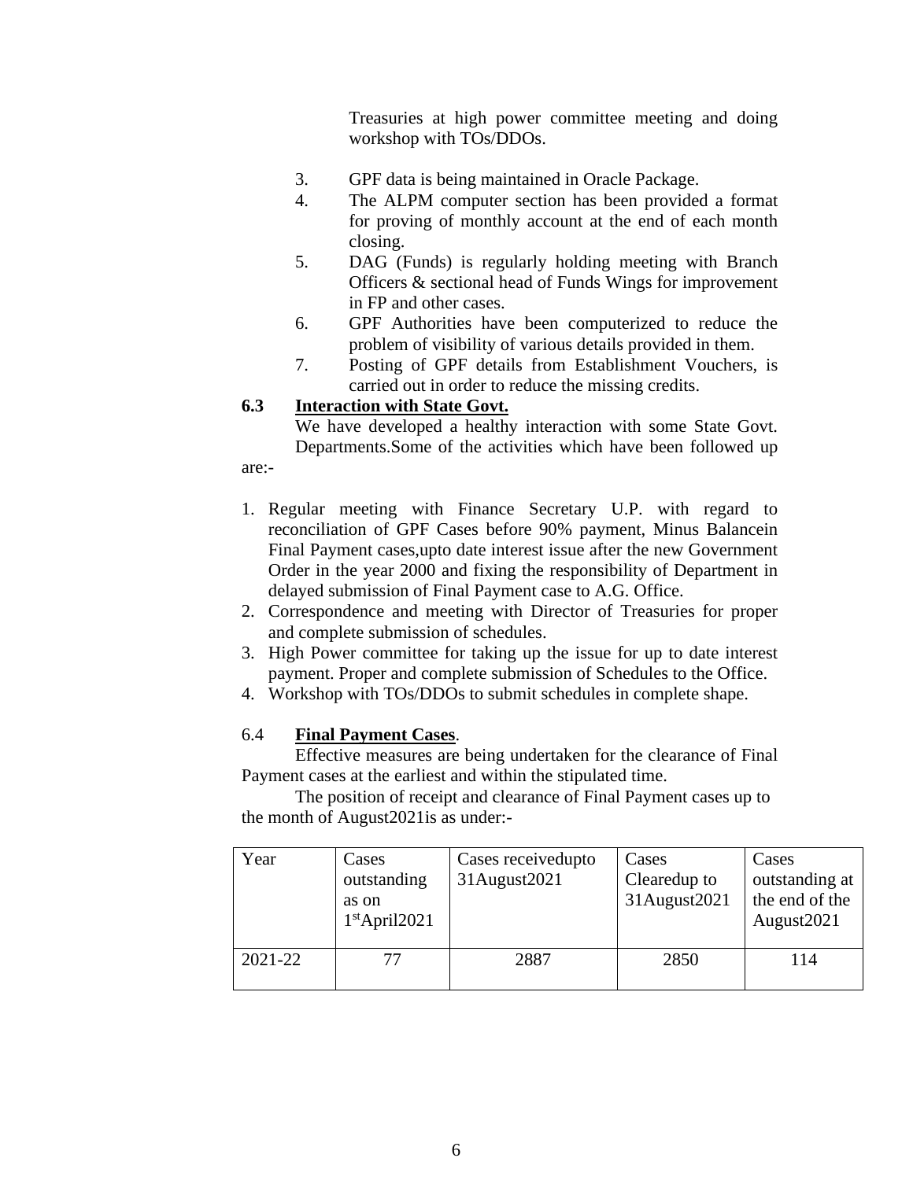Treasuries at high power committee meeting and doing workshop with TOs/DDOs.

3. GPF data is being maintained in Oracle Package.
4. The ALPM computer section has been provided a format for proving of monthly account at the end of each month closing.
5. DAG (Funds) is regularly holding meeting with Branch Officers & sectional head of Funds Wings for improvement in FP and other cases.
6. GPF Authorities have been computerized to reduce the problem of visibility of various details provided in them.
7. Posting of GPF details from Establishment Vouchers, is carried out in order to reduce the missing credits.

**6.3 Interaction with State Govt.**

We have developed a healthy interaction with some State Govt. Departments.Some of the activities which have been followed up are:-

1. Regular meeting with Finance Secretary U.P. with regard to reconciliation of GPF Cases before 90% payment, Minus Balancein Final Payment cases,upto date interest issue after the new Government Order in the year 2000 and fixing the responsibility of Department in delayed submission of Final Payment case to A.G. Office.
2. Correspondence and meeting with Director of Treasuries for proper and complete submission of schedules.
3. High Power committee for taking up the issue for up to date interest payment. Proper and complete submission of Schedules to the Office.
4. Workshop with TOs/DDOs to submit schedules in complete shape.

6.4 **Final Payment Cases**.

Effective measures are being undertaken for the clearance of Final Payment cases at the earliest and within the stipulated time.

The position of receipt and clearance of Final Payment cases up to the month of August2021is as under:-

| Year | Cases outstanding as on 1stApril2021 | Cases receivedupto 31August2021 | Cases Clearedup to 31August2021 | Cases outstanding at the end of the August2021 |
|---|---|---|---|---|
| 2021-22 | 77 | 2887 | 2850 | 114 |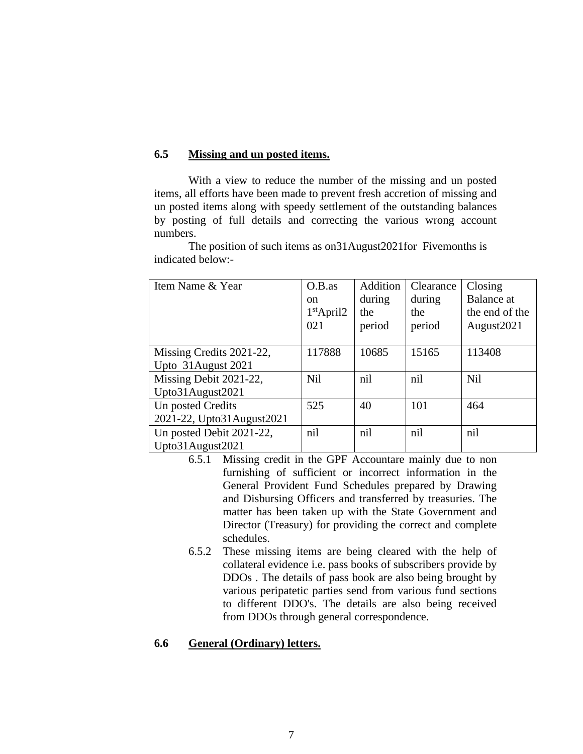### 6.5 Missing and un posted items.

With a view to reduce the number of the missing and un posted items, all efforts have been made to prevent fresh accretion of missing and un posted items along with speedy settlement of the outstanding balances by posting of full details and correcting the various wrong account numbers.

The position of such items as on31August2021for Fivemonths is indicated below:-

| Item Name & Year | O.B.as on 1stApril2021 | Addition during the period | Clearance during the period | Closing Balance at the end of the August2021 |
|---|---|---|---|---|
| Missing Credits 2021-22, Upto 31August 2021 | 117888 | 10685 | 15165 | 113408 |
| Missing Debit 2021-22, Upto31August2021 | Nil | nil | nil | Nil |
| Un posted Credits 2021-22, Upto31August2021 | 525 | 40 | 101 | 464 |
| Un posted Debit 2021-22, Upto31August2021 | nil | nil | nil | nil |

6.5.1 Missing credit in the GPF Accountare mainly due to non furnishing of sufficient or incorrect information in the General Provident Fund Schedules prepared by Drawing and Disbursing Officers and transferred by treasuries. The matter has been taken up with the State Government and Director (Treasury) for providing the correct and complete schedules.

6.5.2 These missing items are being cleared with the help of collateral evidence i.e. pass books of subscribers provide by DDOs . The details of pass book are also being brought by various peripatetic parties send from various fund sections to different DDO's. The details are also being received from DDOs through general correspondence.

### 6.6 General (Ordinary) letters.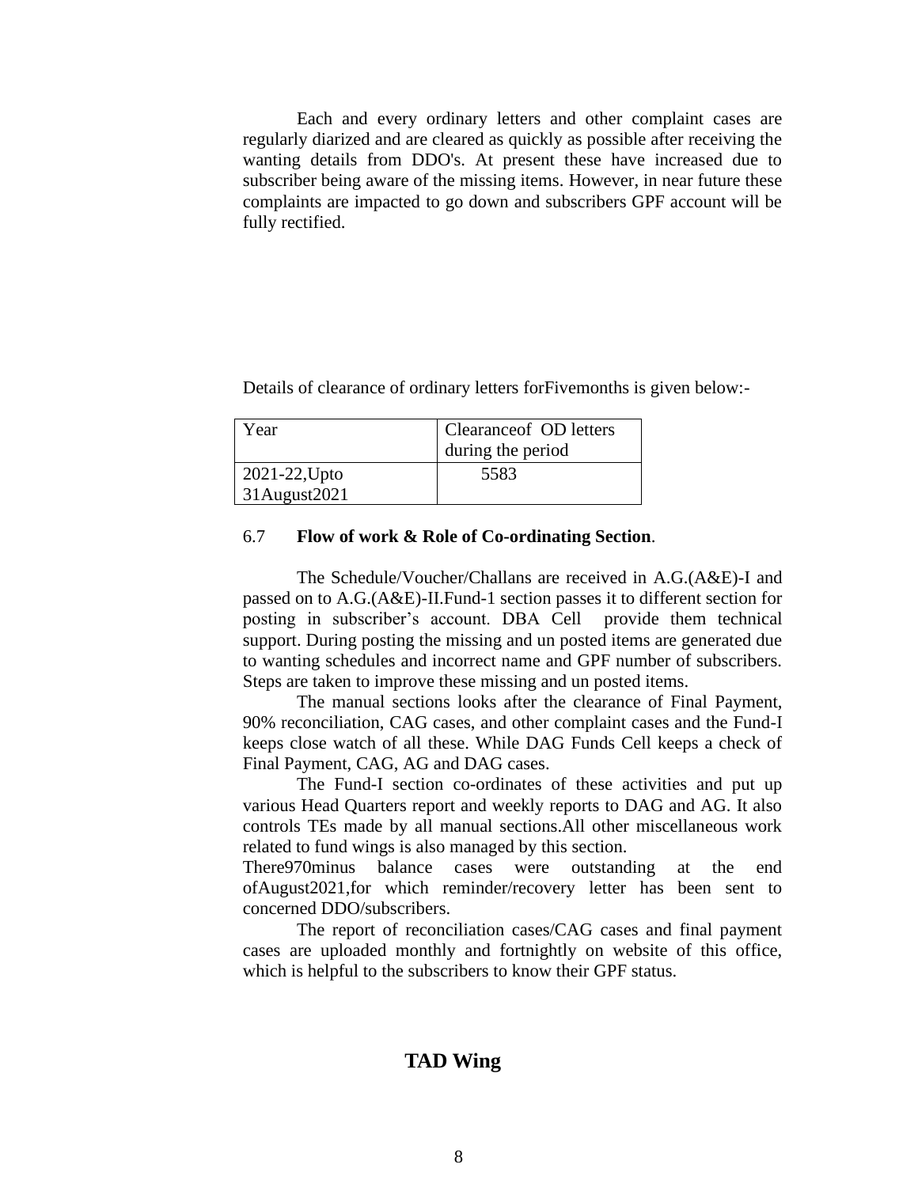Each and every ordinary letters and other complaint cases are regularly diarized and are cleared as quickly as possible after receiving the wanting details from DDO's. At present these have increased due to subscriber being aware of the missing items. However, in near future these complaints are impacted to go down and subscribers GPF account will be fully rectified.

Details of clearance of ordinary letters forFivemonths is given below:-

| Year | Clearanceof OD letters during the period |
|---|---|
| 2021-22,Upto 31August2021 | 5583 |

6.7 **Flow of work & Role of Co-ordinating Section**.

The Schedule/Voucher/Challans are received in A.G.(A&E)-I and passed on to A.G.(A&E)-II.Fund-1 section passes it to different section for posting in subscriber's account. DBA Cell provide them technical support. During posting the missing and un posted items are generated due to wanting schedules and incorrect name and GPF number of subscribers. Steps are taken to improve these missing and un posted items.

The manual sections looks after the clearance of Final Payment, 90% reconciliation, CAG cases, and other complaint cases and the Fund-I keeps close watch of all these. While DAG Funds Cell keeps a check of Final Payment, CAG, AG and DAG cases.

The Fund-I section co-ordinates of these activities and put up various Head Quarters report and weekly reports to DAG and AG. It also controls TEs made by all manual sections.All other miscellaneous work related to fund wings is also managed by this section.
There970minus balance cases were outstanding at the end ofAugust2021,for which reminder/recovery letter has been sent to concerned DDO/subscribers.

The report of reconciliation cases/CAG cases and final payment cases are uploaded monthly and fortnightly on website of this office, which is helpful to the subscribers to know their GPF status.

## TAD Wing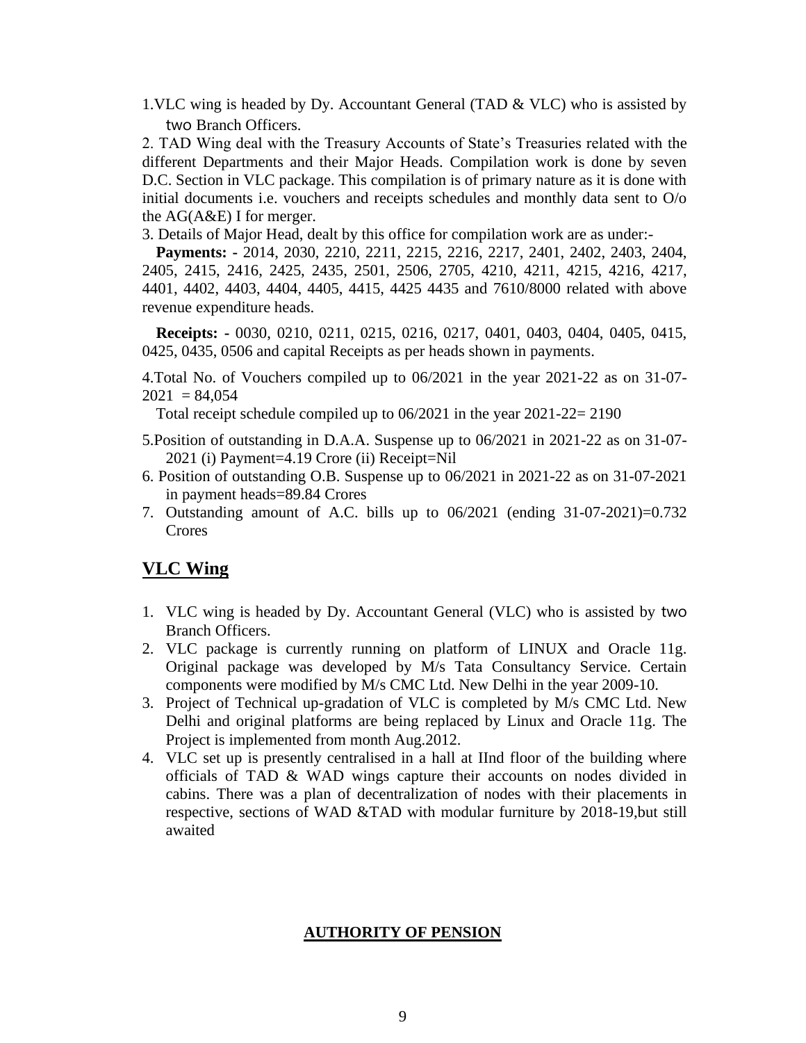1.VLC wing is headed by Dy. Accountant General (TAD & VLC) who is assisted by two Branch Officers.

2. TAD Wing deal with the Treasury Accounts of State's Treasuries related with the different Departments and their Major Heads. Compilation work is done by seven D.C. Section in VLC package. This compilation is of primary nature as it is done with initial documents i.e. vouchers and receipts schedules and monthly data sent to O/o the AG(A&E) I for merger.

3. Details of Major Head, dealt by this office for compilation work are as under:-

**Payments: -** 2014, 2030, 2210, 2211, 2215, 2216, 2217, 2401, 2402, 2403, 2404, 2405, 2415, 2416, 2425, 2435, 2501, 2506, 2705, 4210, 4211, 4215, 4216, 4217, 4401, 4402, 4403, 4404, 4405, 4415, 4425 4435 and 7610/8000 related with above revenue expenditure heads.

**Receipts: -** 0030, 0210, 0211, 0215, 0216, 0217, 0401, 0403, 0404, 0405, 0415, 0425, 0435, 0506 and capital Receipts as per heads shown in payments.

4.Total No. of Vouchers compiled up to 06/2021 in the year 2021-22 as on 31-07-2021 = 84,054

Total receipt schedule compiled up to 06/2021 in the year 2021-22= 2190

5.Position of outstanding in D.A.A. Suspense up to 06/2021 in 2021-22 as on 31-07-2021 (i) Payment=4.19 Crore (ii) Receipt=Nil

6. Position of outstanding O.B. Suspense up to 06/2021 in 2021-22 as on 31-07-2021 in payment heads=89.84 Crores

7. Outstanding amount of A.C. bills up to 06/2021 (ending 31-07-2021)=0.732 Crores

## VLC Wing

1. VLC wing is headed by Dy. Accountant General (VLC) who is assisted by two Branch Officers.
2. VLC package is currently running on platform of LINUX and Oracle 11g. Original package was developed by M/s Tata Consultancy Service. Certain components were modified by M/s CMC Ltd. New Delhi in the year 2009-10.
3. Project of Technical up-gradation of VLC is completed by M/s CMC Ltd. New Delhi and original platforms are being replaced by Linux and Oracle 11g. The Project is implemented from month Aug.2012.
4. VLC set up is presently centralised in a hall at IInd floor of the building where officials of TAD & WAD wings capture their accounts on nodes divided in cabins. There was a plan of decentralization of nodes with their placements in respective, sections of WAD &TAD with modular furniture by 2018-19,but still awaited

## AUTHORITY OF PENSION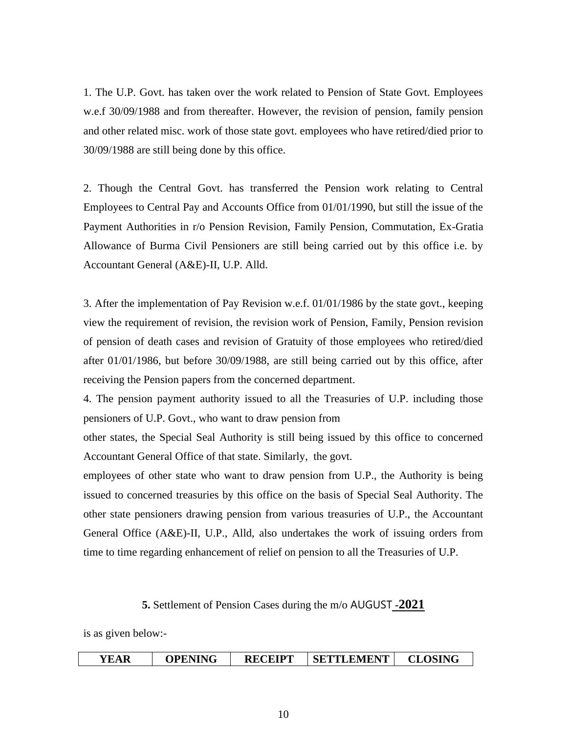1. The U.P. Govt. has taken over the work related to Pension of State Govt. Employees w.e.f 30/09/1988 and from thereafter. However, the revision of pension, family pension and other related misc. work of those state govt. employees who have retired/died prior to 30/09/1988 are still being done by this office.

2. Though the Central Govt. has transferred the Pension work relating to Central Employees to Central Pay and Accounts Office from 01/01/1990, but still the issue of the Payment Authorities in r/o Pension Revision, Family Pension, Commutation, Ex-Gratia Allowance of Burma Civil Pensioners are still being carried out by this office i.e. by Accountant General (A&E)-II, U.P. Alld.

3. After the implementation of Pay Revision w.e.f. 01/01/1986 by the state govt., keeping view the requirement of revision, the revision work of Pension, Family, Pension revision of pension of death cases and revision of Gratuity of those employees who retired/died after 01/01/1986, but before 30/09/1988, are still being carried out by this office, after receiving the Pension papers from the concerned department.

4. The pension payment authority issued to all the Treasuries of U.P. including those pensioners of U.P. Govt., who want to draw pension from other states, the Special Seal Authority is still being issued by this office to concerned Accountant General Office of that state. Similarly, the govt. employees of other state who want to draw pension from U.P., the Authority is being issued to concerned treasuries by this office on the basis of Special Seal Authority. The other state pensioners drawing pension from various treasuries of U.P., the Accountant General Office (A&E)-II, U.P., Alld, also undertakes the work of issuing orders from time to time regarding enhancement of relief on pension to all the Treasuries of U.P.

**5.** Settlement of Pension Cases during the m/o AUGUST **-2021**

is as given below:-

| YEAR | OPENING | RECEIPT | SETTLEMENT | CLOSING |
|---|---|---|---|---|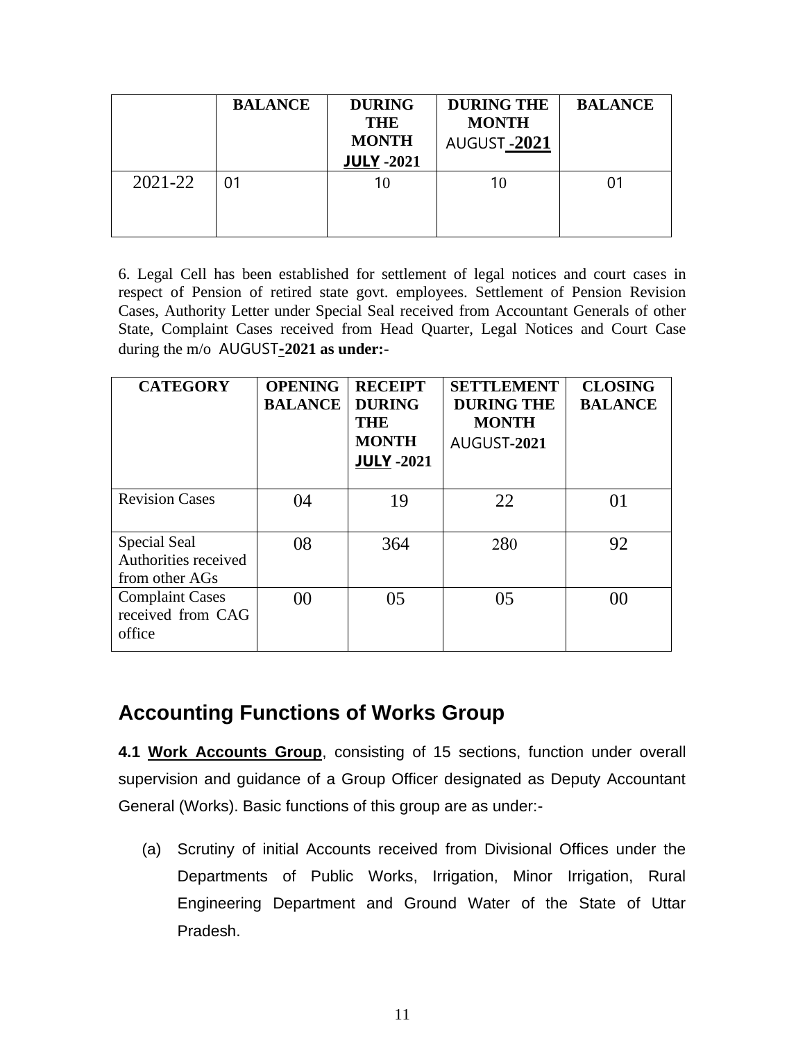| | BALANCE | DURING THE MONTH **JULY** -2021 | DURING THE MONTH AUGUST **-2021** | BALANCE |
|---|---|---|---|---|
| 2021-22 | 01 | 10 | 10 | 01 |

6. Legal Cell has been established for settlement of legal notices and court cases in respect of Pension of retired state govt. employees. Settlement of Pension Revision Cases, Authority Letter under Special Seal received from Accountant Generals of other State, Complaint Cases received from Head Quarter, Legal Notices and Court Case during the m/o AUGUST**-2021 as under:-**

| CATEGORY | OPENING BALANCE | RECEIPT DURING THE MONTH **JULY** -2021 | SETTLEMENT DURING THE MONTH AUGUST-2021 | CLOSING BALANCE |
|---|---|---|---|---|
| Revision Cases | 04 | 19 | 22 | 01 |
| Special Seal Authorities received from other AGs | 08 | 364 | 280 | 92 |
| Complaint Cases received from CAG office | 00 | 05 | 05 | 00 |

## Accounting Functions of Works Group

**4.1 Work Accounts Group**, consisting of 15 sections, function under overall supervision and guidance of a Group Officer designated as Deputy Accountant General (Works). Basic functions of this group are as under:-

(a) Scrutiny of initial Accounts received from Divisional Offices under the Departments of Public Works, Irrigation, Minor Irrigation, Rural Engineering Department and Ground Water of the State of Uttar Pradesh.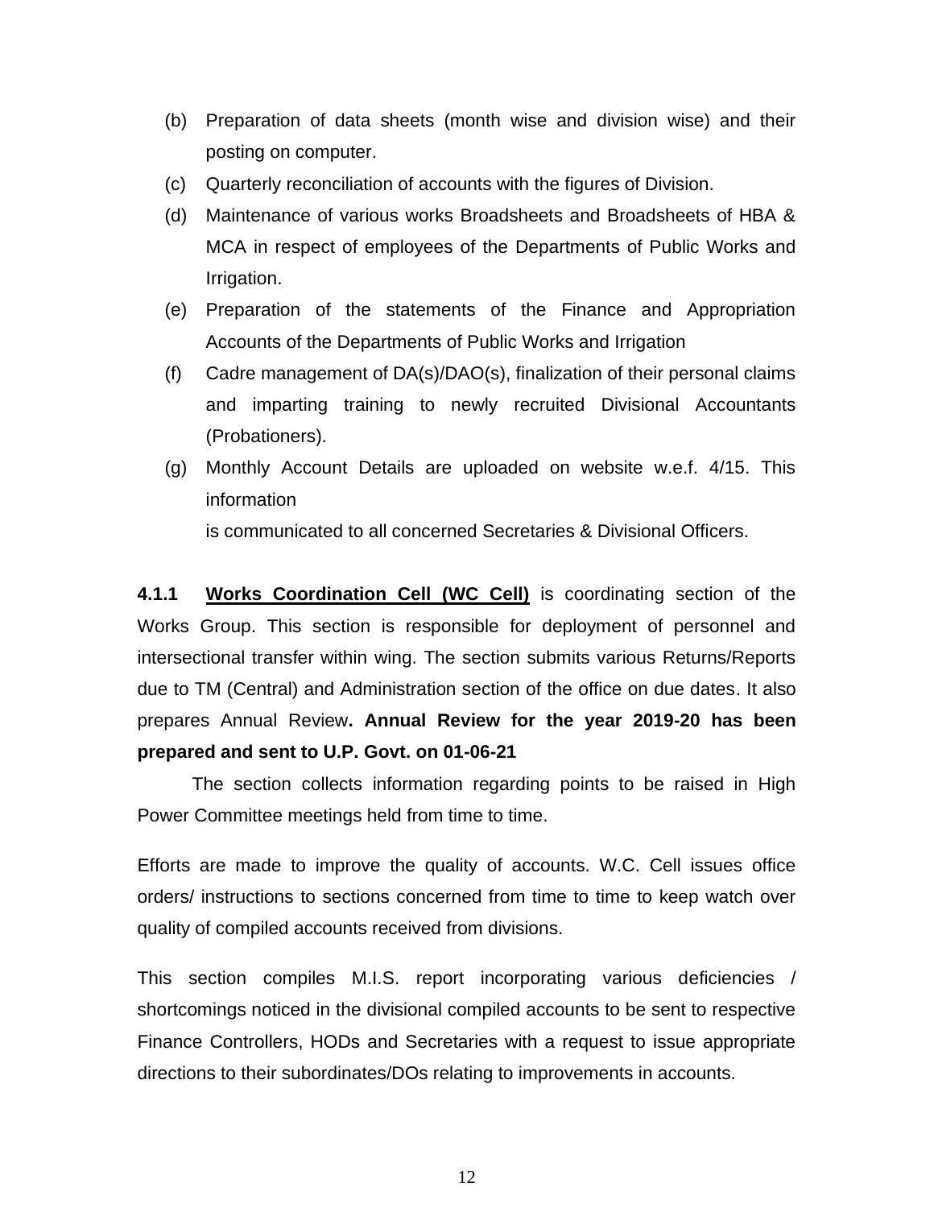(b) Preparation of data sheets (month wise and division wise) and their posting on computer.

(c) Quarterly reconciliation of accounts with the figures of Division.

(d) Maintenance of various works Broadsheets and Broadsheets of HBA & MCA in respect of employees of the Departments of Public Works and Irrigation.

(e) Preparation of the statements of the Finance and Appropriation Accounts of the Departments of Public Works and Irrigation

(f) Cadre management of DA(s)/DAO(s), finalization of their personal claims and imparting training to newly recruited Divisional Accountants (Probationers).

(g) Monthly Account Details are uploaded on website w.e.f. 4/15. This information is communicated to all concerned Secretaries & Divisional Officers.

**4.1.1** **Works Coordination Cell (WC Cell)** is coordinating section of the Works Group. This section is responsible for deployment of personnel and intersectional transfer within wing. The section submits various Returns/Reports due to TM (Central) and Administration section of the office on due dates. It also prepares Annual Review**. Annual Review for the year 2019-20 has been prepared and sent to U.P. Govt. on 01-06-21**

The section collects information regarding points to be raised in High Power Committee meetings held from time to time.

Efforts are made to improve the quality of accounts. W.C. Cell issues office orders/ instructions to sections concerned from time to time to keep watch over quality of compiled accounts received from divisions.

This section compiles M.I.S. report incorporating various deficiencies / shortcomings noticed in the divisional compiled accounts to be sent to respective Finance Controllers, HODs and Secretaries with a request to issue appropriate directions to their subordinates/DOs relating to improvements in accounts.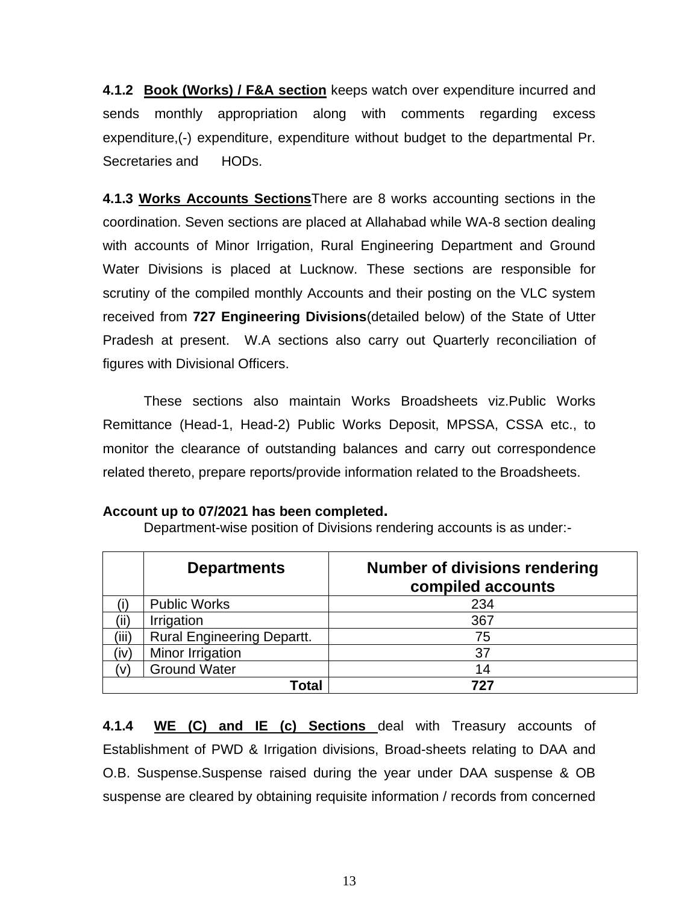**4.1.2 <u>Book (Works) / F&A section</u>** keeps watch over expenditure incurred and sends monthly appropriation along with comments regarding excess expenditure,(-) expenditure, expenditure without budget to the departmental Pr. Secretaries and HODs.

**4.1.3 <u>Works Accounts Sections</u>**There are 8 works accounting sections in the coordination. Seven sections are placed at Allahabad while WA-8 section dealing with accounts of Minor Irrigation, Rural Engineering Department and Ground Water Divisions is placed at Lucknow. These sections are responsible for scrutiny of the compiled monthly Accounts and their posting on the VLC system received from **727 Engineering Divisions**(detailed below) of the State of Utter Pradesh at present. W.A sections also carry out Quarterly reconciliation of figures with Divisional Officers.

These sections also maintain Works Broadsheets viz.Public Works Remittance (Head-1, Head-2) Public Works Deposit, MPSSA, CSSA etc., to monitor the clearance of outstanding balances and carry out correspondence related thereto, prepare reports/provide information related to the Broadsheets.

**Account up to 07/2021 has been completed.**

Department-wise position of Divisions rendering accounts is as under:-

| | Departments | Number of divisions rendering compiled accounts |
|---|---|---|
| (i) | Public Works | 234 |
| (ii) | Irrigation | 367 |
| (iii) | Rural Engineering Departt. | 75 |
| (iv) | Minor Irrigation | 37 |
| (v) | Ground Water | 14 |
| | **Total** | **727** |

**4.1.4 <u>WE (C) and IE (c) Sections</u>** deal with Treasury accounts of Establishment of PWD & Irrigation divisions, Broad-sheets relating to DAA and O.B. Suspense.Suspense raised during the year under DAA suspense & OB suspense are cleared by obtaining requisite information / records from concerned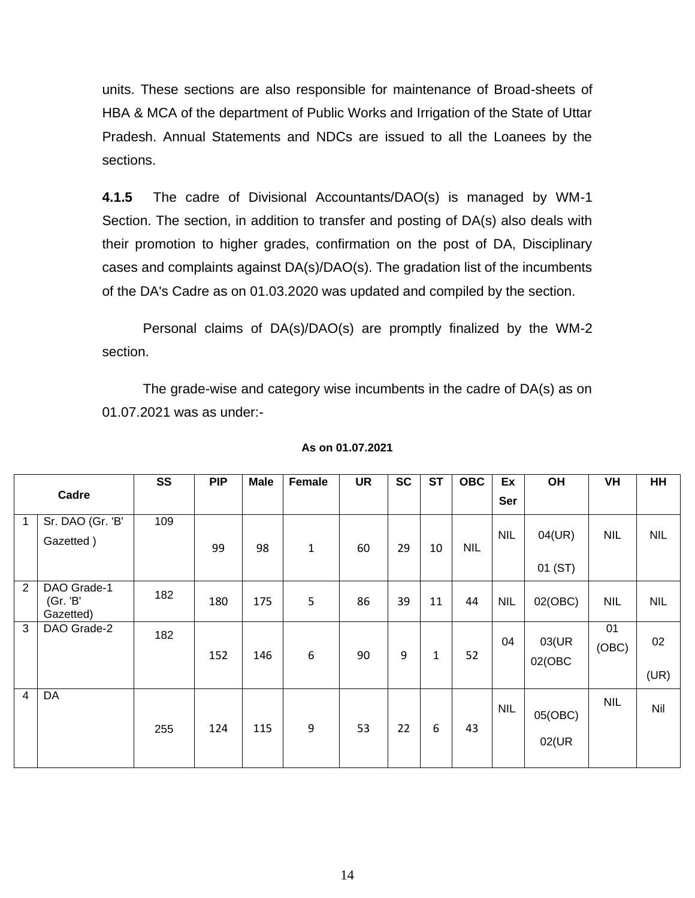units. These sections are also responsible for maintenance of Broad-sheets of HBA & MCA of the department of Public Works and Irrigation of the State of Uttar Pradesh. Annual Statements and NDCs are issued to all the Loanees by the sections.

**4.1.5** The cadre of Divisional Accountants/DAO(s) is managed by WM-1 Section. The section, in addition to transfer and posting of DA(s) also deals with their promotion to higher grades, confirmation on the post of DA, Disciplinary cases and complaints against DA(s)/DAO(s). The gradation list of the incumbents of the DA's Cadre as on 01.03.2020 was updated and compiled by the section.

Personal claims of DA(s)/DAO(s) are promptly finalized by the WM-2 section.

The grade-wise and category wise incumbents in the cadre of DA(s) as on 01.07.2021 was as under:-

**As on 01.07.2021**

| Cadre | | SS | PIP | Male | Female | UR | SC | ST | OBC | Ex Ser | OH | VH | HH |
|---|---|---|---|---|---|---|---|---|---|---|---|---|---|
| 1 | Sr. DAO (Gr. 'B' Gazetted ) | 109 | 99 | 98 | 1 | 60 | 29 | 10 | NIL | NIL | 04(UR) 01 (ST) | NIL | NIL |
| 2 | DAO Grade-1 (Gr. 'B' Gazetted) | 182 | 180 | 175 | 5 | 86 | 39 | 11 | 44 | NIL | 02(OBC) | NIL | NIL |
| 3 | DAO Grade-2 | 182 | 152 | 146 | 6 | 90 | 9 | 1 | 52 | 04 | 03(UR 02(OBC | 01 (OBC) | 02 (UR) |
| 4 | DA | 255 | 124 | 115 | 9 | 53 | 22 | 6 | 43 | NIL | 05(OBC) 02(UR | NIL | Nil |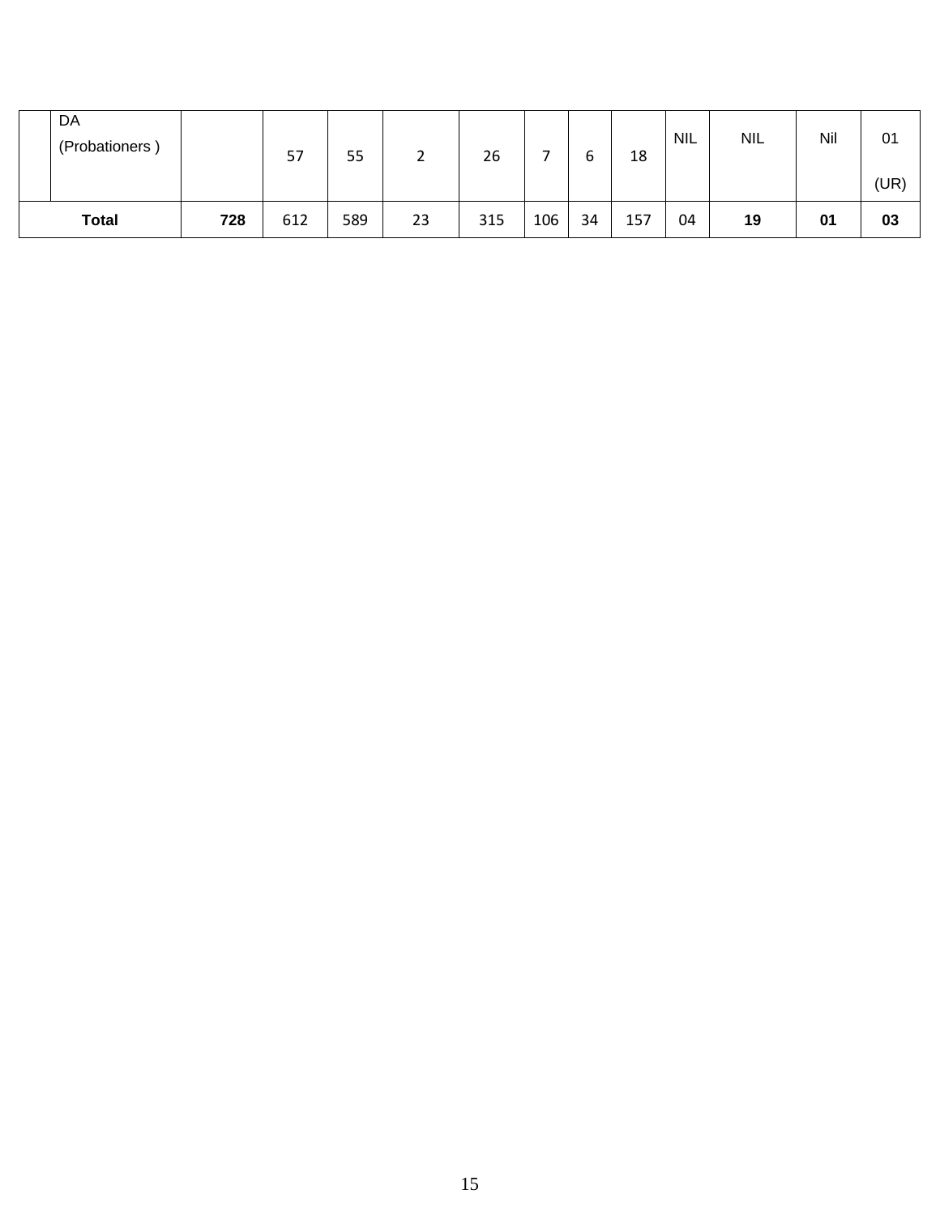| | | | | | | | | | | | | | |
|---|---|---|---|---|---|---|---|---|---|---|---|---|---|
| | DA (Probationers ) | | 57 | 55 | 2 | 26 | 7 | 6 | 18 | NIL | NIL | Nil | 01 (UR) |
| **Total** | | **728** | 612 | 589 | 23 | 315 | 106 | 34 | 157 | 04 | **19** | **01** | **03** |